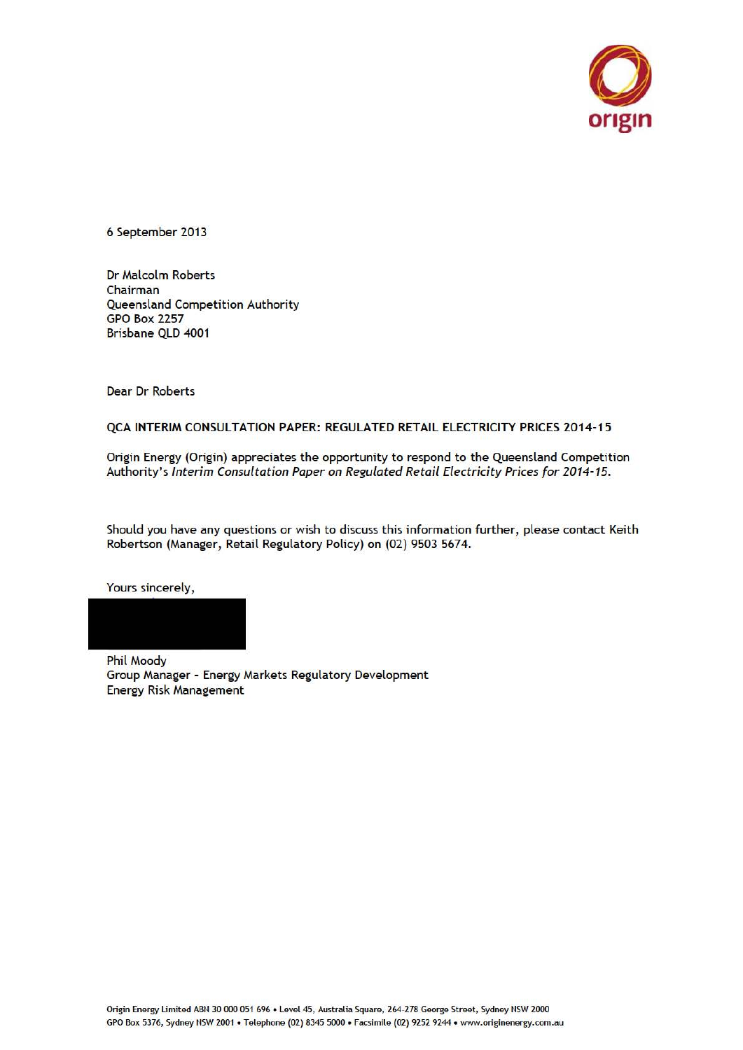6 September 2013

Dr Malcolm Roberts
Chairman
Queensland Competition Authority
GPO Box 2257
Brisbane QLD 4001

Dear Dr Roberts

**QCA INTERIM CONSULTATION PAPER: REGULATED RETAIL ELECTRICITY PRICES 2014-15**

Origin Energy (Origin) appreciates the opportunity to respond to the Queensland Competition Authority's *Interim Consultation Paper on Regulated Retail Electricity Prices for 2014-15.*

Should you have any questions or wish to discuss this information further, please contact Keith Robertson (Manager, Retail Regulatory Policy) on (02) 9503 5674.

Yours sincerely,

Phil Moody
Group Manager - Energy Markets Regulatory Development
Energy Risk Management

Origin Energy Limited ABN 30 000 051 696 • Level 45, Australia Square, 264-278 George Street, Sydney NSW 2000
GPO Box 5376, Sydney NSW 2001 • Telephone (02) 8345 5000 • Facsimile (02) 9252 9244 • www.originenergy.com.au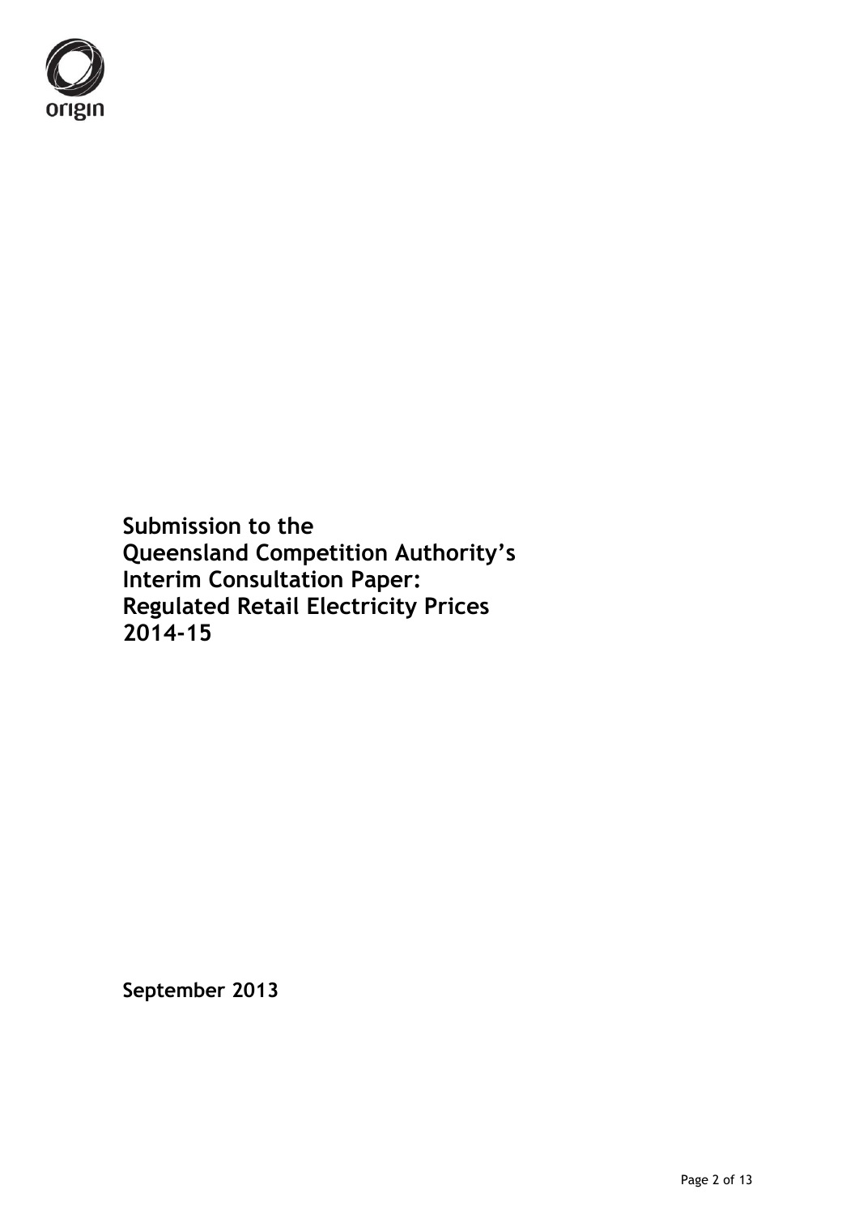**Submission to the Queensland Competition Authority's Interim Consultation Paper: Regulated Retail Electricity Prices 2014-15**

**September 2013**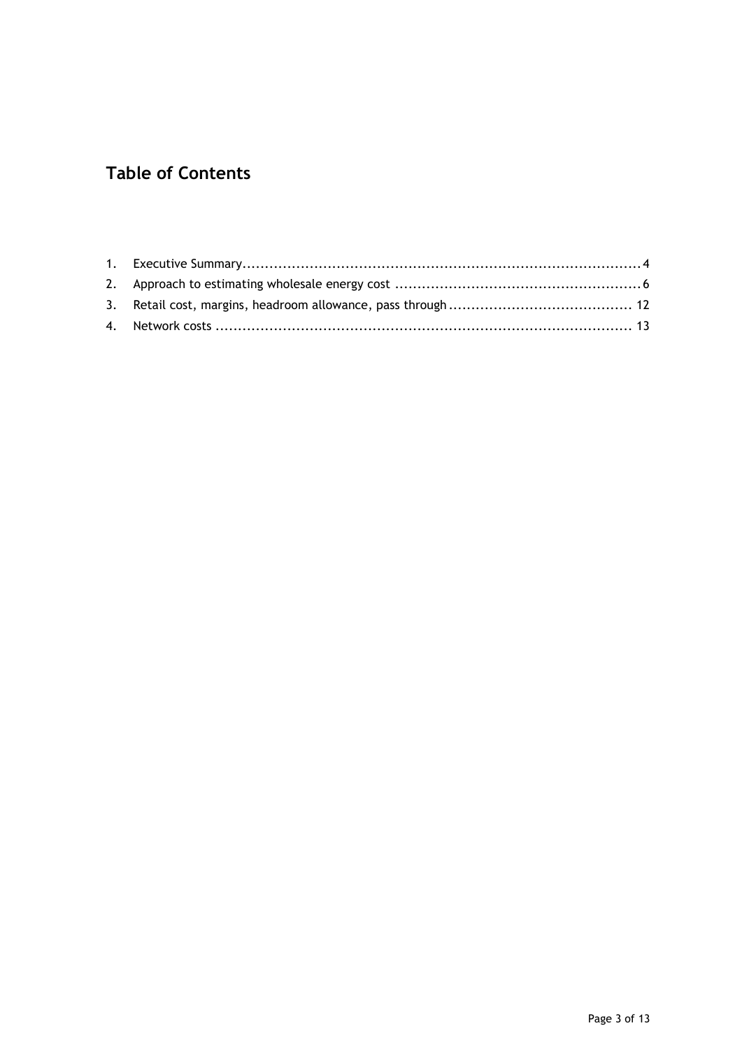## Table of Contents

1. Executive Summary.........................................................................................4
2. Approach to estimating wholesale energy cost .......................................................6
3. Retail cost, margins, headroom allowance, pass through ......................................... 12
4. Network costs ............................................................................................ 13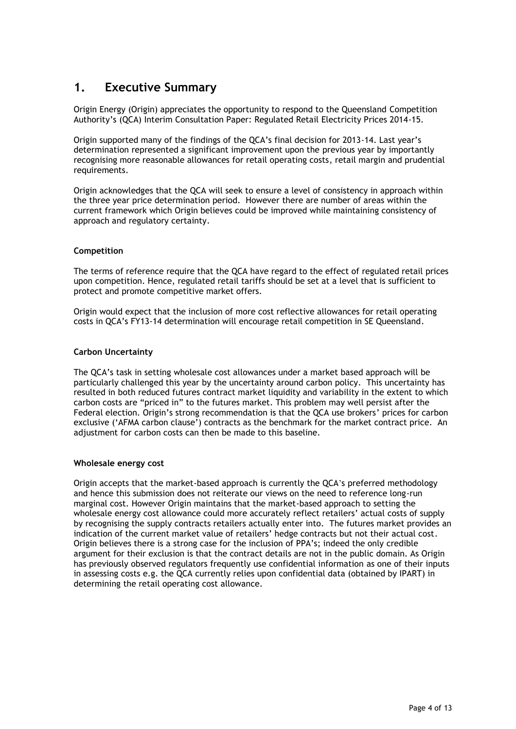# 1. Executive Summary

Origin Energy (Origin) appreciates the opportunity to respond to the Queensland Competition Authority's (QCA) Interim Consultation Paper: Regulated Retail Electricity Prices 2014-15.

Origin supported many of the findings of the QCA's final decision for 2013-14. Last year's determination represented a significant improvement upon the previous year by importantly recognising more reasonable allowances for retail operating costs, retail margin and prudential requirements.

Origin acknowledges that the QCA will seek to ensure a level of consistency in approach within the three year price determination period. However there are number of areas within the current framework which Origin believes could be improved while maintaining consistency of approach and regulatory certainty.

**Competition**

The terms of reference require that the QCA have regard to the effect of regulated retail prices upon competition. Hence, regulated retail tariffs should be set at a level that is sufficient to protect and promote competitive market offers.

Origin would expect that the inclusion of more cost reflective allowances for retail operating costs in QCA's FY13-14 determination will encourage retail competition in SE Queensland.

**Carbon Uncertainty**

The QCA's task in setting wholesale cost allowances under a market based approach will be particularly challenged this year by the uncertainty around carbon policy. This uncertainty has resulted in both reduced futures contract market liquidity and variability in the extent to which carbon costs are "priced in" to the futures market. This problem may well persist after the Federal election. Origin's strong recommendation is that the QCA use brokers' prices for carbon exclusive ('AFMA carbon clause') contracts as the benchmark for the market contract price. An adjustment for carbon costs can then be made to this baseline.

**Wholesale energy cost**

Origin accepts that the market-based approach is currently the QCA's preferred methodology and hence this submission does not reiterate our views on the need to reference long-run marginal cost. However Origin maintains that the market-based approach to setting the wholesale energy cost allowance could more accurately reflect retailers' actual costs of supply by recognising the supply contracts retailers actually enter into. The futures market provides an indication of the current market value of retailers' hedge contracts but not their actual cost. Origin believes there is a strong case for the inclusion of PPA's; indeed the only credible argument for their exclusion is that the contract details are not in the public domain. As Origin has previously observed regulators frequently use confidential information as one of their inputs in assessing costs e.g. the QCA currently relies upon confidential data (obtained by IPART) in determining the retail operating cost allowance.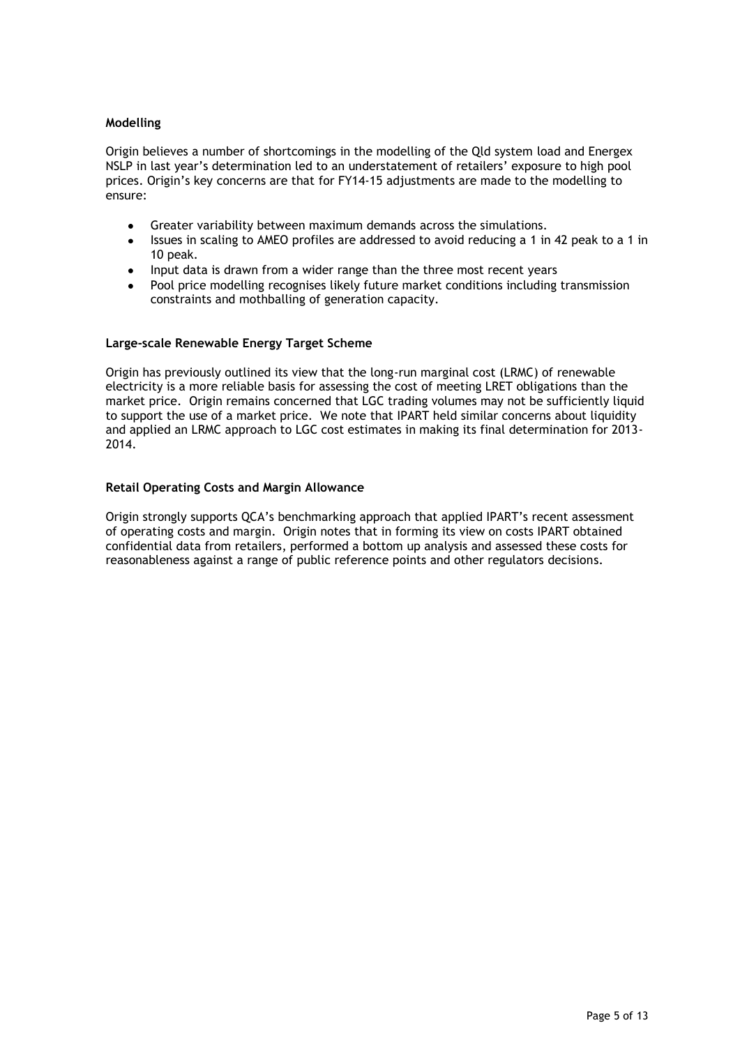### Modelling

Origin believes a number of shortcomings in the modelling of the Qld system load and Energex NSLP in last year's determination led to an understatement of retailers' exposure to high pool prices. Origin's key concerns are that for FY14-15 adjustments are made to the modelling to ensure:

- Greater variability between maximum demands across the simulations.
- Issues in scaling to AMEO profiles are addressed to avoid reducing a 1 in 42 peak to a 1 in 10 peak.
- Input data is drawn from a wider range than the three most recent years
- Pool price modelling recognises likely future market conditions including transmission constraints and mothballing of generation capacity.

### Large-scale Renewable Energy Target Scheme

Origin has previously outlined its view that the long-run marginal cost (LRMC) of renewable electricity is a more reliable basis for assessing the cost of meeting LRET obligations than the market price. Origin remains concerned that LGC trading volumes may not be sufficiently liquid to support the use of a market price. We note that IPART held similar concerns about liquidity and applied an LRMC approach to LGC cost estimates in making its final determination for 2013-2014.

### Retail Operating Costs and Margin Allowance

Origin strongly supports QCA's benchmarking approach that applied IPART's recent assessment of operating costs and margin. Origin notes that in forming its view on costs IPART obtained confidential data from retailers, performed a bottom up analysis and assessed these costs for reasonableness against a range of public reference points and other regulators decisions.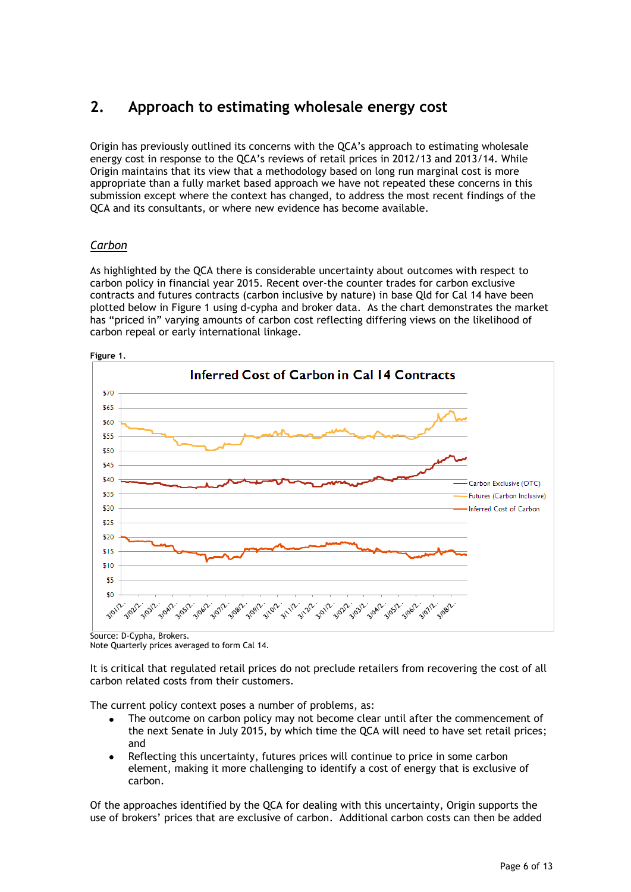## 2. Approach to estimating wholesale energy cost

Origin has previously outlined its concerns with the QCA's approach to estimating wholesale energy cost in response to the QCA's reviews of retail prices in 2012/13 and 2013/14. While Origin maintains that its view that a methodology based on long run marginal cost is more appropriate than a fully market based approach we have not repeated these concerns in this submission except where the context has changed, to address the most recent findings of the QCA and its consultants, or where new evidence has become available.

### *Carbon*

As highlighted by the QCA there is considerable uncertainty about outcomes with respect to carbon policy in financial year 2015. Recent over-the counter trades for carbon exclusive contracts and futures contracts (carbon inclusive by nature) in base Qld for Cal 14 have been plotted below in Figure 1 using d-cypha and broker data. As the chart demonstrates the market has "priced in" varying amounts of carbon cost reflecting differing views on the likelihood of carbon repeal or early international linkage.

**Figure 1.**

Inferred Cost of Carbon in Cal 14 Contracts

Source: D-Cypha, Brokers.
Note Quarterly prices averaged to form Cal 14.

It is critical that regulated retail prices do not preclude retailers from recovering the cost of all carbon related costs from their customers.

The current policy context poses a number of problems, as:

- The outcome on carbon policy may not become clear until after the commencement of the next Senate in July 2015, by which time the QCA will need to have set retail prices; and
- Reflecting this uncertainty, futures prices will continue to price in some carbon element, making it more challenging to identify a cost of energy that is exclusive of carbon.

Of the approaches identified by the QCA for dealing with this uncertainty, Origin supports the use of brokers' prices that are exclusive of carbon. Additional carbon costs can then be added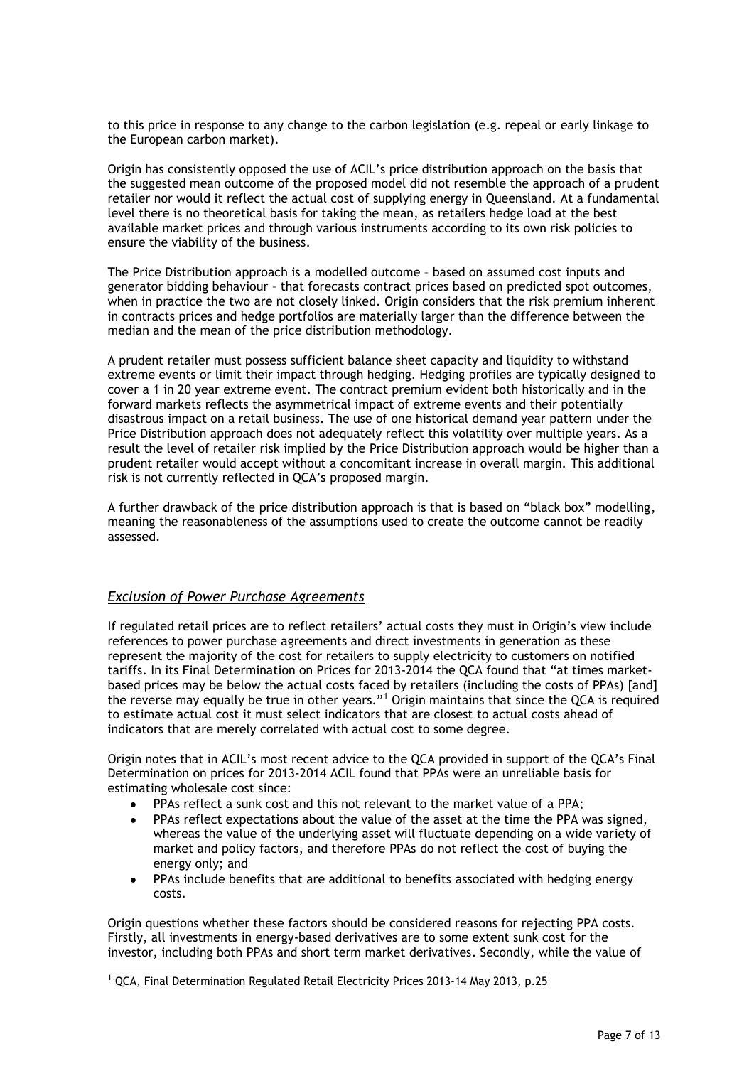to this price in response to any change to the carbon legislation (e.g. repeal or early linkage to the European carbon market).

Origin has consistently opposed the use of ACIL's price distribution approach on the basis that the suggested mean outcome of the proposed model did not resemble the approach of a prudent retailer nor would it reflect the actual cost of supplying energy in Queensland. At a fundamental level there is no theoretical basis for taking the mean, as retailers hedge load at the best available market prices and through various instruments according to its own risk policies to ensure the viability of the business.

The Price Distribution approach is a modelled outcome – based on assumed cost inputs and generator bidding behaviour – that forecasts contract prices based on predicted spot outcomes, when in practice the two are not closely linked. Origin considers that the risk premium inherent in contracts prices and hedge portfolios are materially larger than the difference between the median and the mean of the price distribution methodology.

A prudent retailer must possess sufficient balance sheet capacity and liquidity to withstand extreme events or limit their impact through hedging. Hedging profiles are typically designed to cover a 1 in 20 year extreme event. The contract premium evident both historically and in the forward markets reflects the asymmetrical impact of extreme events and their potentially disastrous impact on a retail business. The use of one historical demand year pattern under the Price Distribution approach does not adequately reflect this volatility over multiple years. As a result the level of retailer risk implied by the Price Distribution approach would be higher than a prudent retailer would accept without a concomitant increase in overall margin. This additional risk is not currently reflected in QCA's proposed margin.

A further drawback of the price distribution approach is that is based on "black box" modelling, meaning the reasonableness of the assumptions used to create the outcome cannot be readily assessed.

### *Exclusion of Power Purchase Agreements*

If regulated retail prices are to reflect retailers' actual costs they must in Origin's view include references to power purchase agreements and direct investments in generation as these represent the majority of the cost for retailers to supply electricity to customers on notified tariffs. In its Final Determination on Prices for 2013-2014 the QCA found that "at times market-based prices may be below the actual costs faced by retailers (including the costs of PPAs) [and] the reverse may equally be true in other years."[1] Origin maintains that since the QCA is required to estimate actual cost it must select indicators that are closest to actual costs ahead of indicators that are merely correlated with actual cost to some degree.

Origin notes that in ACIL's most recent advice to the QCA provided in support of the QCA's Final Determination on prices for 2013-2014 ACIL found that PPAs were an unreliable basis for estimating wholesale cost since:

- PPAs reflect a sunk cost and this not relevant to the market value of a PPA;
- PPAs reflect expectations about the value of the asset at the time the PPA was signed, whereas the value of the underlying asset will fluctuate depending on a wide variety of market and policy factors, and therefore PPAs do not reflect the cost of buying the energy only; and
- PPAs include benefits that are additional to benefits associated with hedging energy costs.

Origin questions whether these factors should be considered reasons for rejecting PPA costs. Firstly, all investments in energy-based derivatives are to some extent sunk cost for the investor, including both PPAs and short term market derivatives. Secondly, while the value of

---

[1] QCA, Final Determination Regulated Retail Electricity Prices 2013-14 May 2013, p.25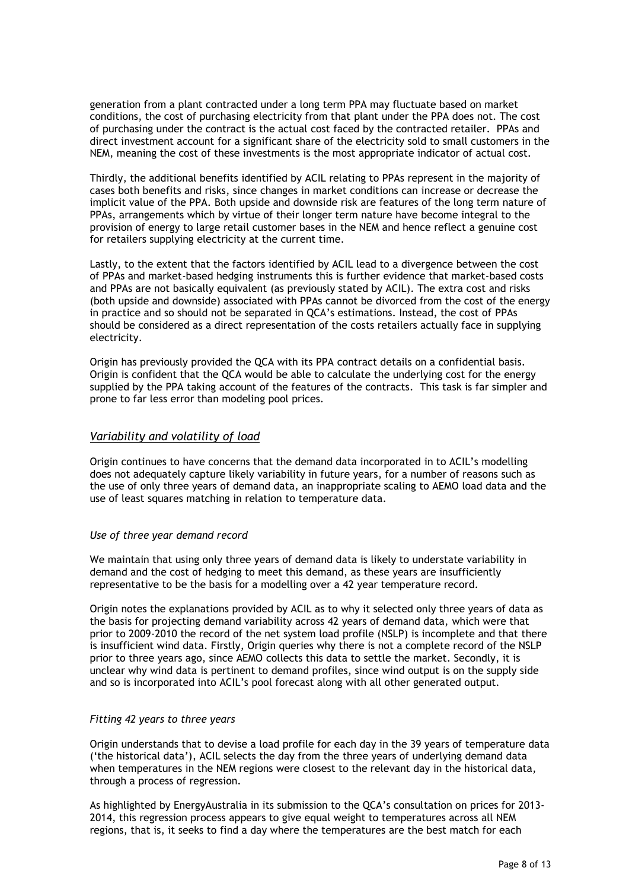generation from a plant contracted under a long term PPA may fluctuate based on market conditions, the cost of purchasing electricity from that plant under the PPA does not. The cost of purchasing under the contract is the actual cost faced by the contracted retailer. PPAs and direct investment account for a significant share of the electricity sold to small customers in the NEM, meaning the cost of these investments is the most appropriate indicator of actual cost.

Thirdly, the additional benefits identified by ACIL relating to PPAs represent in the majority of cases both benefits and risks, since changes in market conditions can increase or decrease the implicit value of the PPA. Both upside and downside risk are features of the long term nature of PPAs, arrangements which by virtue of their longer term nature have become integral to the provision of energy to large retail customer bases in the NEM and hence reflect a genuine cost for retailers supplying electricity at the current time.

Lastly, to the extent that the factors identified by ACIL lead to a divergence between the cost of PPAs and market-based hedging instruments this is further evidence that market-based costs and PPAs are not basically equivalent (as previously stated by ACIL). The extra cost and risks (both upside and downside) associated with PPAs cannot be divorced from the cost of the energy in practice and so should not be separated in QCA's estimations. Instead, the cost of PPAs should be considered as a direct representation of the costs retailers actually face in supplying electricity.

Origin has previously provided the QCA with its PPA contract details on a confidential basis. Origin is confident that the QCA would be able to calculate the underlying cost for the energy supplied by the PPA taking account of the features of the contracts. This task is far simpler and prone to far less error than modeling pool prices.

## *Variability and volatility of load*

Origin continues to have concerns that the demand data incorporated in to ACIL's modelling does not adequately capture likely variability in future years, for a number of reasons such as the use of only three years of demand data, an inappropriate scaling to AEMO load data and the use of least squares matching in relation to temperature data.

### *Use of three year demand record*

We maintain that using only three years of demand data is likely to understate variability in demand and the cost of hedging to meet this demand, as these years are insufficiently representative to be the basis for a modelling over a 42 year temperature record.

Origin notes the explanations provided by ACIL as to why it selected only three years of data as the basis for projecting demand variability across 42 years of demand data, which were that prior to 2009-2010 the record of the net system load profile (NSLP) is incomplete and that there is insufficient wind data. Firstly, Origin queries why there is not a complete record of the NSLP prior to three years ago, since AEMO collects this data to settle the market. Secondly, it is unclear why wind data is pertinent to demand profiles, since wind output is on the supply side and so is incorporated into ACIL's pool forecast along with all other generated output.

### *Fitting 42 years to three years*

Origin understands that to devise a load profile for each day in the 39 years of temperature data ('the historical data'), ACIL selects the day from the three years of underlying demand data when temperatures in the NEM regions were closest to the relevant day in the historical data, through a process of regression.

As highlighted by EnergyAustralia in its submission to the QCA's consultation on prices for 2013-2014, this regression process appears to give equal weight to temperatures across all NEM regions, that is, it seeks to find a day where the temperatures are the best match for each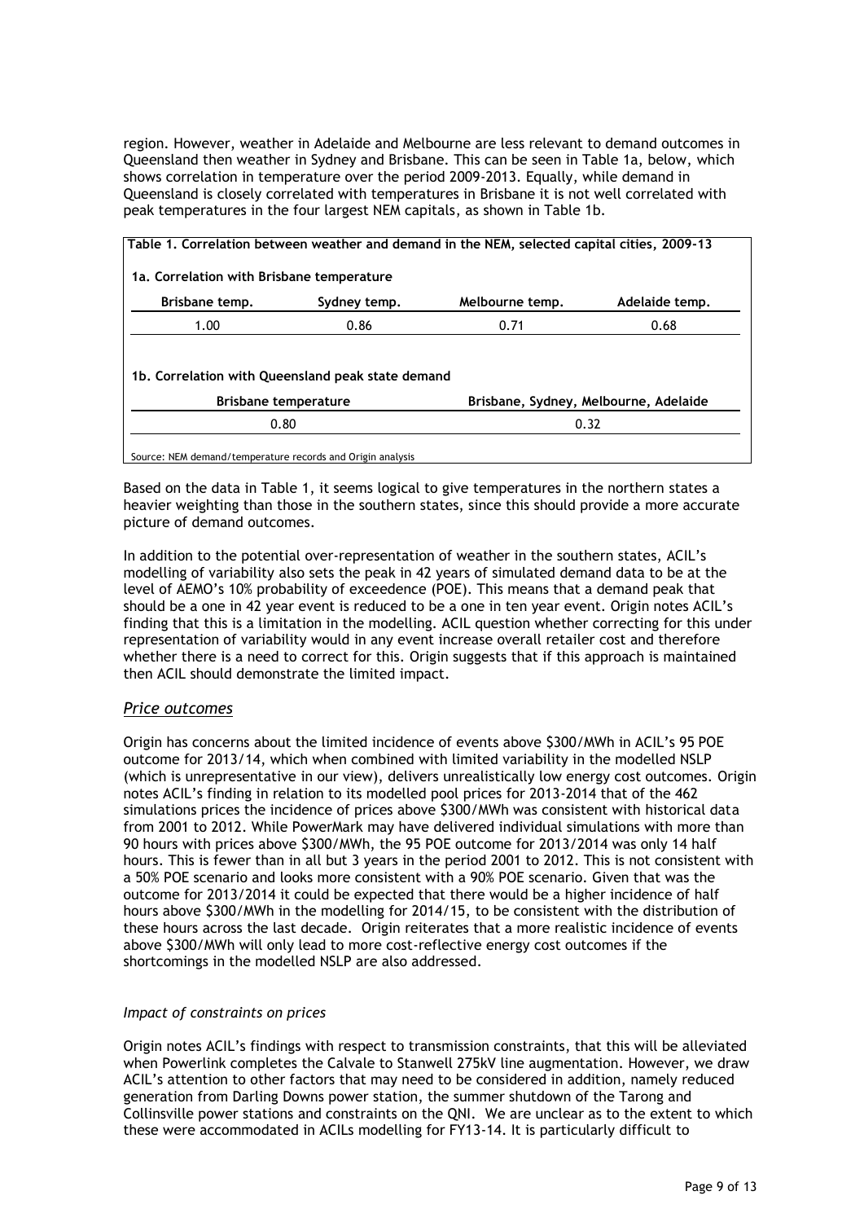region. However, weather in Adelaide and Melbourne are less relevant to demand outcomes in Queensland then weather in Sydney and Brisbane. This can be seen in Table 1a, below, which shows correlation in temperature over the period 2009-2013. Equally, while demand in Queensland is closely correlated with temperatures in Brisbane it is not well correlated with peak temperatures in the four largest NEM capitals, as shown in Table 1b.

**Table 1. Correlation between weather and demand in the NEM, selected capital cities, 2009-13**

**1a. Correlation with Brisbane temperature**

| Brisbane temp. | Sydney temp. | Melbourne temp. | Adelaide temp. |
|---|---|---|---|
| 1.00 | 0.86 | 0.71 | 0.68 |

**1b. Correlation with Queensland peak state demand**

| Brisbane temperature | Brisbane, Sydney, Melbourne, Adelaide |
|---|---|
| 0.80 | 0.32 |

Source: NEM demand/temperature records and Origin analysis

Based on the data in Table 1, it seems logical to give temperatures in the northern states a heavier weighting than those in the southern states, since this should provide a more accurate picture of demand outcomes.

In addition to the potential over-representation of weather in the southern states, ACIL's modelling of variability also sets the peak in 42 years of simulated demand data to be at the level of AEMO's 10% probability of exceedence (POE). This means that a demand peak that should be a one in 42 year event is reduced to be a one in ten year event. Origin notes ACIL's finding that this is a limitation in the modelling. ACIL question whether correcting for this under representation of variability would in any event increase overall retailer cost and therefore whether there is a need to correct for this. Origin suggests that if this approach is maintained then ACIL should demonstrate the limited impact.

### *Price outcomes*

Origin has concerns about the limited incidence of events above $300/MWh in ACIL's 95 POE outcome for 2013/14, which when combined with limited variability in the modelled NSLP (which is unrepresentative in our view), delivers unrealistically low energy cost outcomes. Origin notes ACIL's finding in relation to its modelled pool prices for 2013-2014 that of the 462 simulations prices the incidence of prices above $300/MWh was consistent with historical data from 2001 to 2012. While PowerMark may have delivered individual simulations with more than 90 hours with prices above $300/MWh, the 95 POE outcome for 2013/2014 was only 14 half hours. This is fewer than in all but 3 years in the period 2001 to 2012. This is not consistent with a 50% POE scenario and looks more consistent with a 90% POE scenario. Given that was the outcome for 2013/2014 it could be expected that there would be a higher incidence of half hours above $300/MWh in the modelling for 2014/15, to be consistent with the distribution of these hours across the last decade. Origin reiterates that a more realistic incidence of events above $300/MWh will only lead to more cost-reflective energy cost outcomes if the shortcomings in the modelled NSLP are also addressed.

#### *Impact of constraints on prices*

Origin notes ACIL's findings with respect to transmission constraints, that this will be alleviated when Powerlink completes the Calvale to Stanwell 275kV line augmentation. However, we draw ACIL's attention to other factors that may need to be considered in addition, namely reduced generation from Darling Downs power station, the summer shutdown of the Tarong and Collinsville power stations and constraints on the QNI. We are unclear as to the extent to which these were accommodated in ACILs modelling for FY13-14. It is particularly difficult to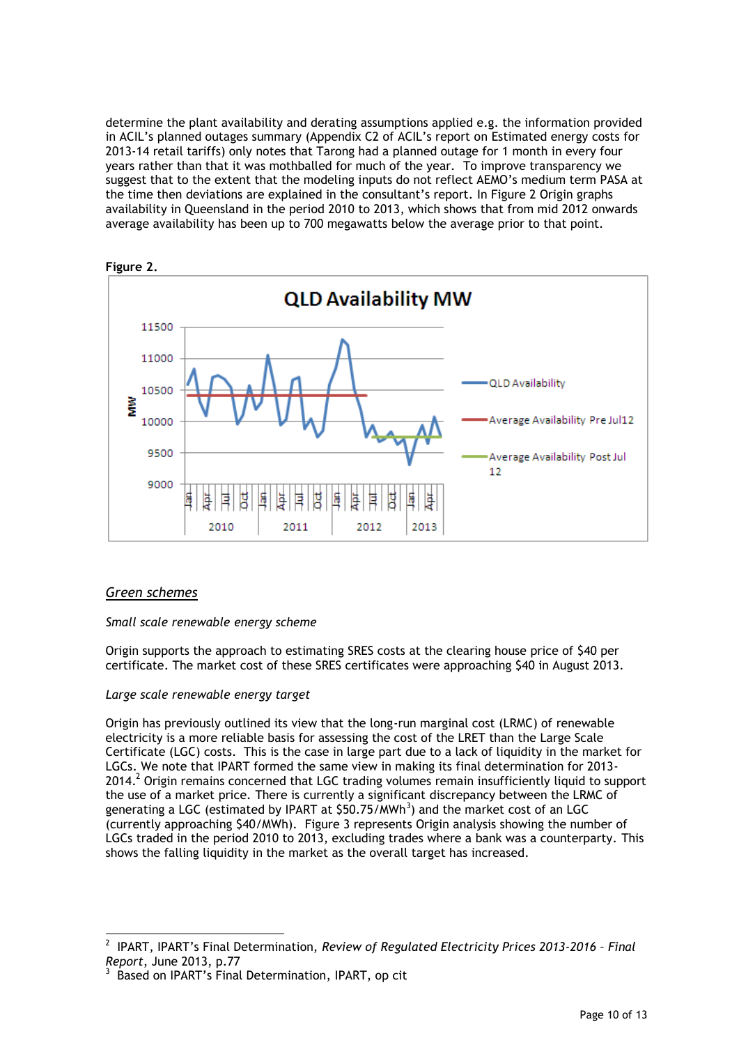determine the plant availability and derating assumptions applied e.g. the information provided in ACIL's planned outages summary (Appendix C2 of ACIL's report on Estimated energy costs for 2013-14 retail tariffs) only notes that Tarong had a planned outage for 1 month in every four years rather than that it was mothballed for much of the year. To improve transparency we suggest that to the extent that the modeling inputs do not reflect AEMO's medium term PASA at the time then deviations are explained in the consultant's report. In Figure 2 Origin graphs availability in Queensland in the period 2010 to 2013, which shows that from mid 2012 onwards average availability has been up to 700 megawatts below the average prior to that point.

**Figure 2.**

## Green schemes

*Small scale renewable energy scheme*

Origin supports the approach to estimating SRES costs at the clearing house price of $40 per certificate. The market cost of these SRES certificates were approaching $40 in August 2013.

*Large scale renewable energy target*

Origin has previously outlined its view that the long-run marginal cost (LRMC) of renewable electricity is a more reliable basis for assessing the cost of the LRET than the Large Scale Certificate (LGC) costs. This is the case in large part due to a lack of liquidity in the market for LGCs. We note that IPART formed the same view in making its final determination for 2013-2014.[2] Origin remains concerned that LGC trading volumes remain insufficiently liquid to support the use of a market price. There is currently a significant discrepancy between the LRMC of generating a LGC (estimated by IPART at $50.75/MWh[3]) and the market cost of an LGC (currently approaching $40/MWh). Figure 3 represents Origin analysis showing the number of LGCs traded in the period 2010 to 2013, excluding trades where a bank was a counterparty. This shows the falling liquidity in the market as the overall target has increased.

---

[2] IPART, IPART's Final Determination, *Review of Regulated Electricity Prices 2013-2016 – Final Report*, June 2013, p.77

[3] Based on IPART's Final Determination, IPART, op cit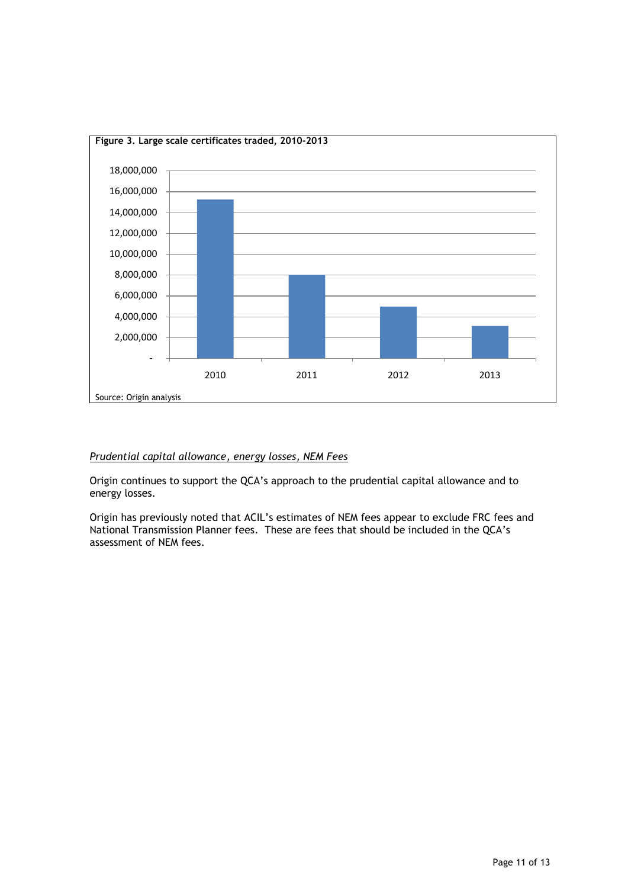**Figure 3. Large scale certificates traded, 2010-2013**

Source: Origin analysis

*Prudential capital allowance, energy losses, NEM Fees*

Origin continues to support the QCA's approach to the prudential capital allowance and to energy losses.

Origin has previously noted that ACIL's estimates of NEM fees appear to exclude FRC fees and National Transmission Planner fees. These are fees that should be included in the QCA's assessment of NEM fees.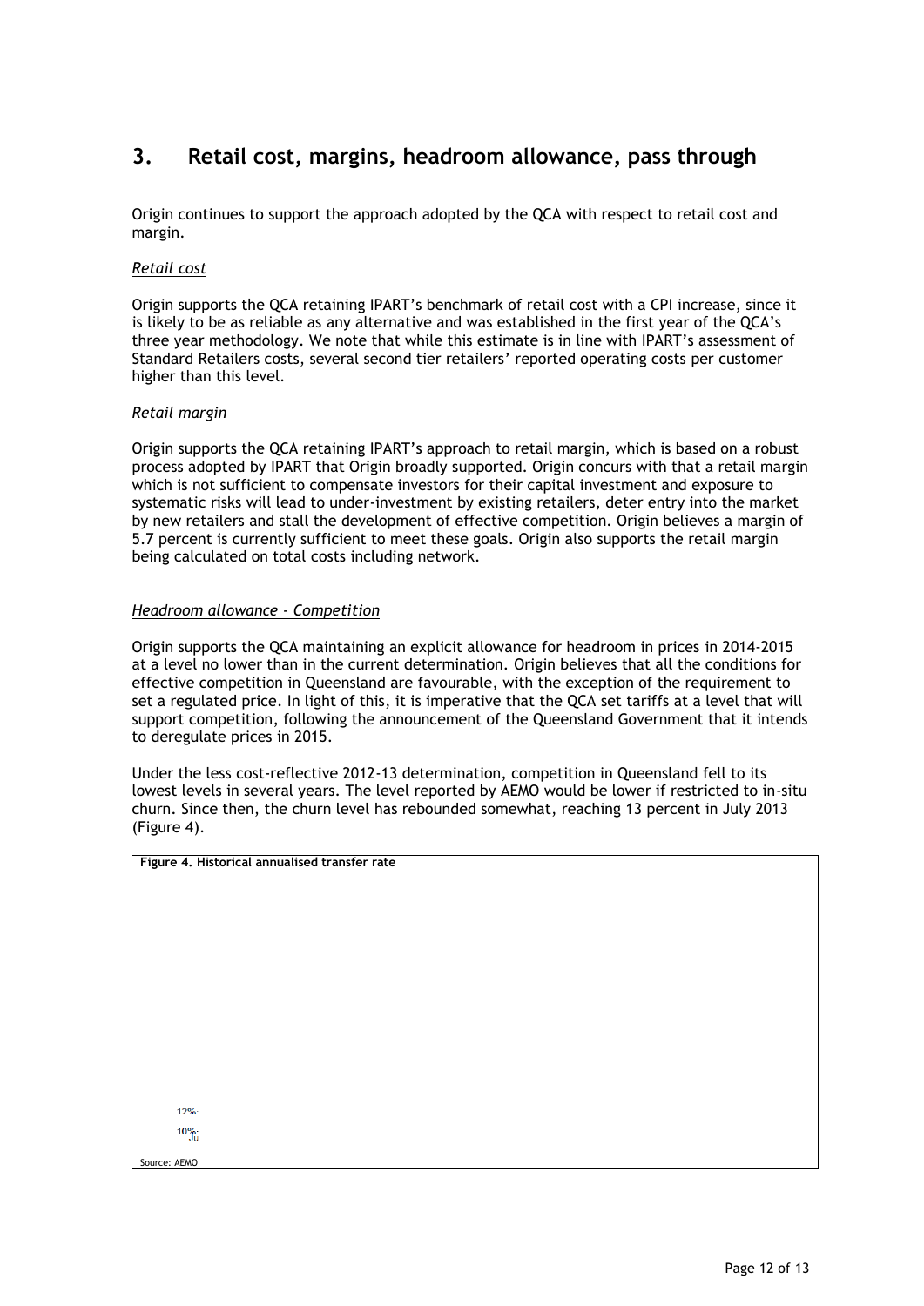## 3. Retail cost, margins, headroom allowance, pass through

Origin continues to support the approach adopted by the QCA with respect to retail cost and margin.

### *Retail cost*

Origin supports the QCA retaining IPART's benchmark of retail cost with a CPI increase, since it is likely to be as reliable as any alternative and was established in the first year of the QCA's three year methodology. We note that while this estimate is in line with IPART's assessment of Standard Retailers costs, several second tier retailers' reported operating costs per customer higher than this level.

### *Retail margin*

Origin supports the QCA retaining IPART's approach to retail margin, which is based on a robust process adopted by IPART that Origin broadly supported. Origin concurs with that a retail margin which is not sufficient to compensate investors for their capital investment and exposure to systematic risks will lead to under-investment by existing retailers, deter entry into the market by new retailers and stall the development of effective competition. Origin believes a margin of 5.7 percent is currently sufficient to meet these goals. Origin also supports the retail margin being calculated on total costs including network.

### *Headroom allowance - Competition*

Origin supports the QCA maintaining an explicit allowance for headroom in prices in 2014-2015 at a level no lower than in the current determination. Origin believes that all the conditions for effective competition in Queensland are favourable, with the exception of the requirement to set a regulated price. In light of this, it is imperative that the QCA set tariffs at a level that will support competition, following the announcement of the Queensland Government that it intends to deregulate prices in 2015.

Under the less cost-reflective 2012-13 determination, competition in Queensland fell to its lowest levels in several years. The level reported by AEMO would be lower if restricted to in-situ churn. Since then, the churn level has rebounded somewhat, reaching 13 percent in July 2013 (Figure 4).

**Figure 4. Historical annualised transfer rate**

Source: AEMO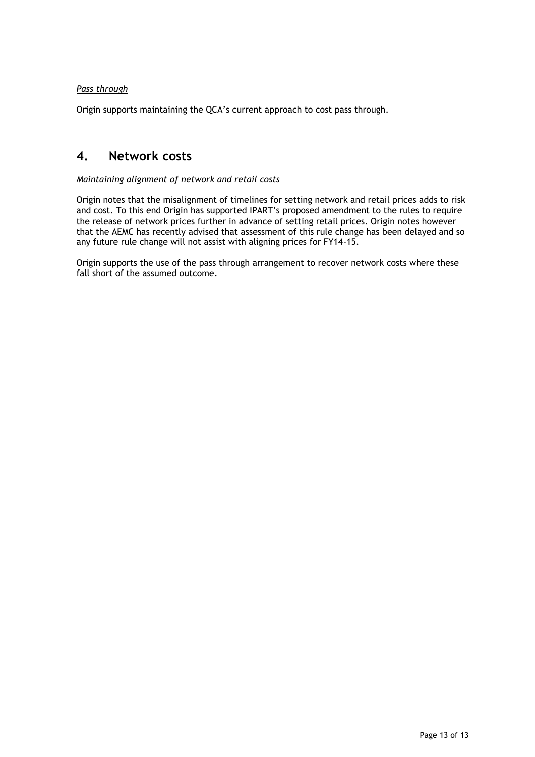*Pass through*

Origin supports maintaining the QCA's current approach to cost pass through.

## 4. Network costs

*Maintaining alignment of network and retail costs*

Origin notes that the misalignment of timelines for setting network and retail prices adds to risk and cost. To this end Origin has supported IPART's proposed amendment to the rules to require the release of network prices further in advance of setting retail prices. Origin notes however that the AEMC has recently advised that assessment of this rule change has been delayed and so any future rule change will not assist with aligning prices for FY14-15.

Origin supports the use of the pass through arrangement to recover network costs where these fall short of the assumed outcome.